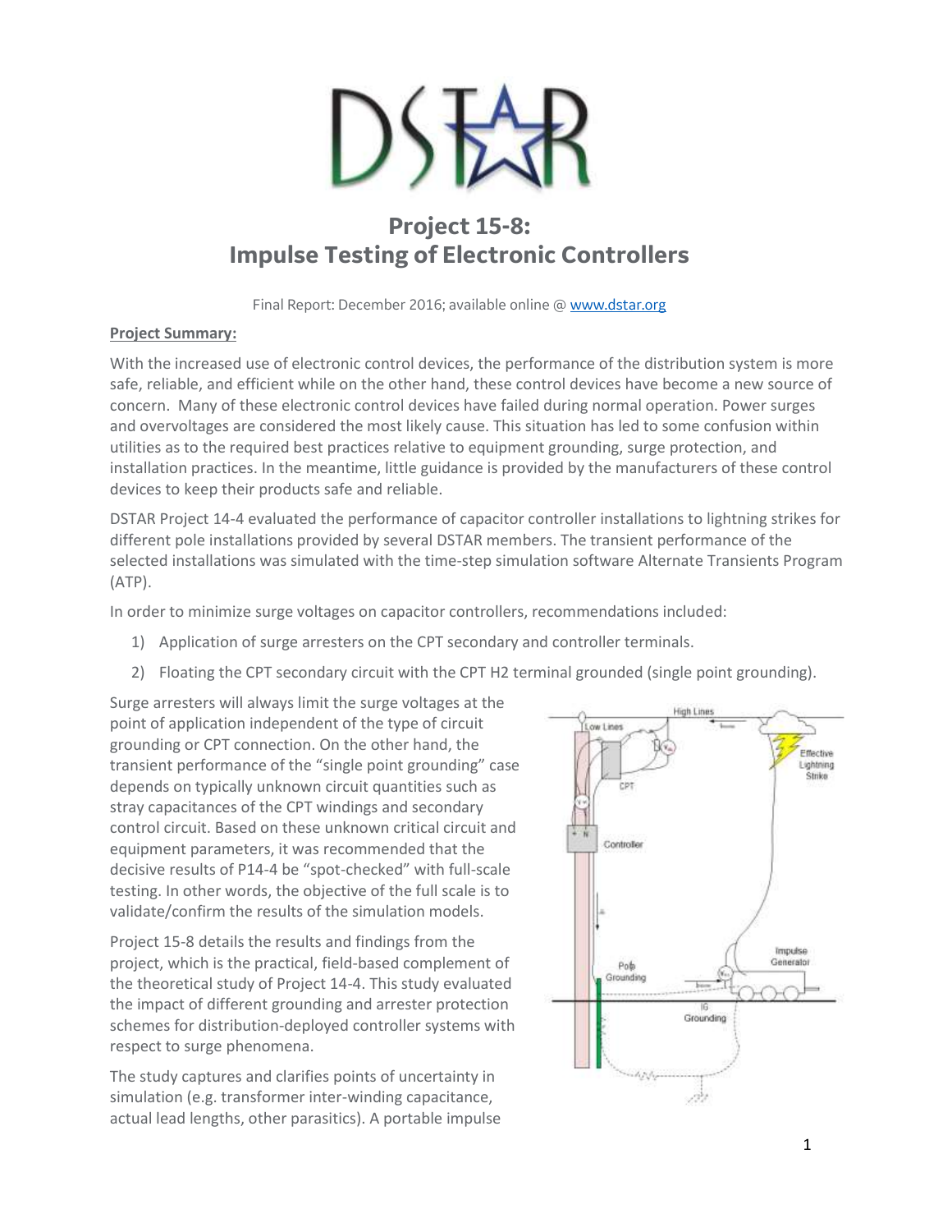# Project 15-8: Impulse Testing of Electronic Controllers

Final Report: December 2016; available online @ www.dstar.org

**Project Summary:**

With the increased use of electronic control devices, the performance of the distribution system is more safe, reliable, and efficient while on the other hand, these control devices have become a new source of concern. Many of these electronic control devices have failed during normal operation. Power surges and overvoltages are considered the most likely cause. This situation has led to some confusion within utilities as to the required best practices relative to equipment grounding, surge protection, and installation practices. In the meantime, little guidance is provided by the manufacturers of these control devices to keep their products safe and reliable.

DSTAR Project 14-4 evaluated the performance of capacitor controller installations to lightning strikes for different pole installations provided by several DSTAR members. The transient performance of the selected installations was simulated with the time-step simulation software Alternate Transients Program (ATP).

In order to minimize surge voltages on capacitor controllers, recommendations included:

1) Application of surge arresters on the CPT secondary and controller terminals.
2) Floating the CPT secondary circuit with the CPT H2 terminal grounded (single point grounding).

Surge arresters will always limit the surge voltages at the point of application independent of the type of circuit grounding or CPT connection. On the other hand, the transient performance of the "single point grounding" case depends on typically unknown circuit quantities such as stray capacitances of the CPT windings and secondary control circuit. Based on these unknown critical circuit and equipment parameters, it was recommended that the decisive results of P14-4 be "spot-checked" with full-scale testing. In other words, the objective of the full scale is to validate/confirm the results of the simulation models.

Project 15-8 details the results and findings from the project, which is the practical, field-based complement of the theoretical study of Project 14-4. This study evaluated the impact of different grounding and arrester protection schemes for distribution-deployed controller systems with respect to surge phenomena.

The study captures and clarifies points of uncertainty in simulation (e.g. transformer inter-winding capacitance, actual lead lengths, other parasitics). A portable impulse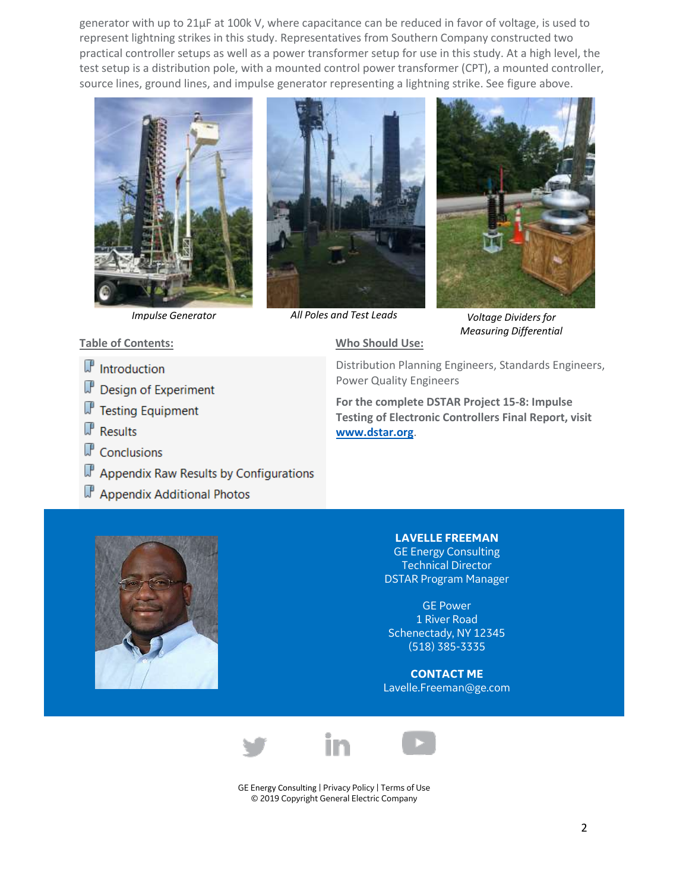generator with up to 21µF at 100k V, where capacitance can be reduced in favor of voltage, is used to represent lightning strikes in this study. Representatives from Southern Company constructed two practical controller setups as well as a power transformer setup for use in this study. At a high level, the test setup is a distribution pole, with a mounted control power transformer (CPT), a mounted controller, source lines, ground lines, and impulse generator representing a lightning strike. See figure above.

*Impulse Generator*

*All Poles and Test Leads*

*Voltage Dividers for Measuring Differential*

**Table of Contents:**

- Introduction
- Design of Experiment
- Testing Equipment
- Results
- Conclusions
- Appendix Raw Results by Configurations
- Appendix Additional Photos

**Who Should Use:**

Distribution Planning Engineers, Standards Engineers, Power Quality Engineers

**For the complete DSTAR Project 15-8: Impulse Testing of Electronic Controllers Final Report, visit [www.dstar.org](www.dstar.org).**

**LAVELLE FREEMAN**
GE Energy Consulting
Technical Director
DSTAR Program Manager

GE Power
1 River Road
Schenectady, NY 12345
(518) 385-3335

**CONTACT ME**
Lavelle.Freeman@ge.com

GE Energy Consulting | Privacy Policy | Terms of Use
© 2019 Copyright General Electric Company